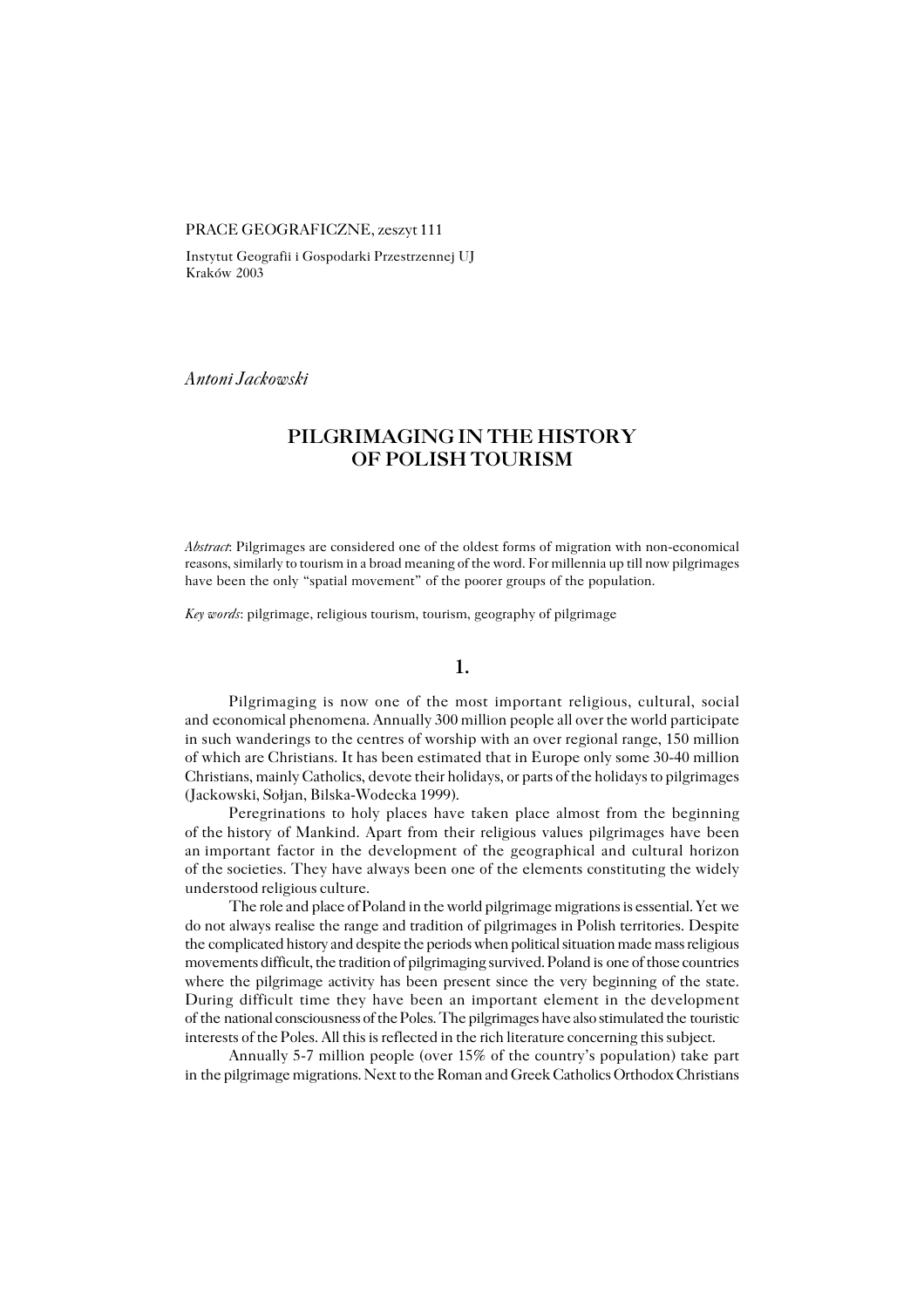PRACE GEOGRAFICZNE, zeszyt 111

Instytut Geografii i Gospodarki Przestrzennej UJ
Kraków 2003

*Antoni Jackowski*

# PILGRIMAGING IN THE HISTORY OF POLISH TOURISM

*Abstract*: Pilgrimages are considered one of the oldest forms of migration with non-economical reasons, similarly to tourism in a broad meaning of the word. For millennia up till now pilgrimages have been the only "spatial movement" of the poorer groups of the population.

*Key words*: pilgrimage, religious tourism, tourism, geography of pilgrimage

## 1.

Pilgrimaging is now one of the most important religious, cultural, social and economical phenomena. Annually 300 million people all over the world participate in such wanderings to the centres of worship with an over regional range, 150 million of which are Christians. It has been estimated that in Europe only some 30-40 million Christians, mainly Catholics, devote their holidays, or parts of the holidays to pilgrimages (Jackowski, Sołjan, Bilska-Wodecka 1999).

Peregrinations to holy places have taken place almost from the beginning of the history of Mankind. Apart from their religious values pilgrimages have been an important factor in the development of the geographical and cultural horizon of the societies. They have always been one of the elements constituting the widely understood religious culture.

The role and place of Poland in the world pilgrimage migrations is essential. Yet we do not always realise the range and tradition of pilgrimages in Polish territories. Despite the complicated history and despite the periods when political situation made mass religious movements difficult, the tradition of pilgrimaging survived. Poland is one of those countries where the pilgrimage activity has been present since the very beginning of the state. During difficult time they have been an important element in the development of the national consciousness of the Poles. The pilgrimages have also stimulated the touristic interests of the Poles. All this is reflected in the rich literature concerning this subject.

Annually 5-7 million people (over 15% of the country's population) take part in the pilgrimage migrations. Next to the Roman and Greek Catholics Orthodox Christians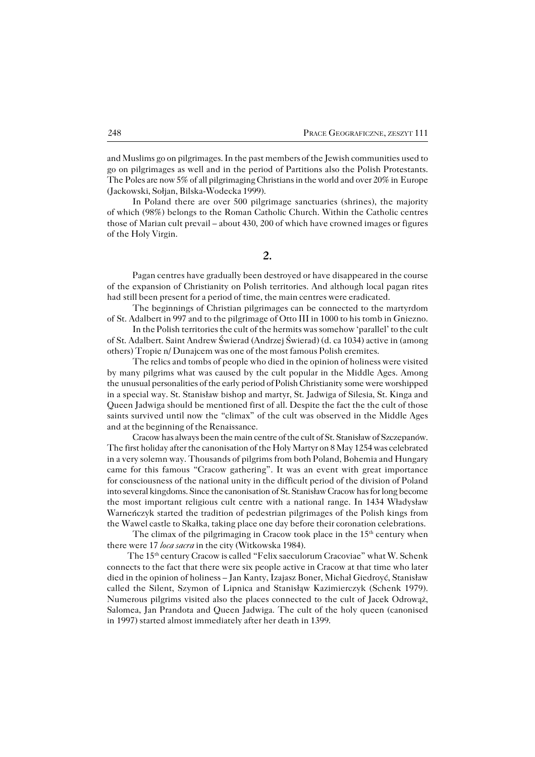and Muslims go on pilgrimages. In the past members of the Jewish communities used to go on pilgrimages as well and in the period of Partitions also the Polish Protestants. The Poles are now 5% of all pilgrimaging Christians in the world and over 20% in Europe (Jackowski, Sołjan, Bilska-Wodecka 1999).

In Poland there are over 500 pilgrimage sanctuaries (shrines), the majority of which (98%) belongs to the Roman Catholic Church. Within the Catholic centres those of Marian cult prevail – about 430, 200 of which have crowned images or figures of the Holy Virgin.

## 2.

Pagan centres have gradually been destroyed or have disappeared in the course of the expansion of Christianity on Polish territories. And although local pagan rites had still been present for a period of time, the main centres were eradicated.

The beginnings of Christian pilgrimages can be connected to the martyrdom of St. Adalbert in 997 and to the pilgrimage of Otto III in 1000 to his tomb in Gniezno.

In the Polish territories the cult of the hermits was somehow 'parallel' to the cult of St. Adalbert. Saint Andrew Świerad (Andrzej Świerad) (d. ca 1034) active in (among others) Tropie n/ Dunajcem was one of the most famous Polish eremites.

The relics and tombs of people who died in the opinion of holiness were visited by many pilgrims what was caused by the cult popular in the Middle Ages. Among the unusual personalities of the early period of Polish Christianity some were worshipped in a special way. St. Stanisław bishop and martyr, St. Jadwiga of Silesia, St. Kinga and Queen Jadwiga should be mentioned first of all. Despite the fact the the cult of those saints survived until now the "climax" of the cult was observed in the Middle Ages and at the beginning of the Renaissance.

Cracow has always been the main centre of the cult of St. Stanisław of Szczepanów. The first holiday after the canonisation of the Holy Martyr on 8 May 1254 was celebrated in a very solemn way. Thousands of pilgrims from both Poland, Bohemia and Hungary came for this famous "Cracow gathering". It was an event with great importance for consciousness of the national unity in the difficult period of the division of Poland into several kingdoms. Since the canonisation of St. Stanisław Cracow has for long become the most important religious cult centre with a national range. In 1434 Władysław Warneńczyk started the tradition of pedestrian pilgrimages of the Polish kings from the Wawel castle to Skałka, taking place one day before their coronation celebrations.

The climax of the pilgrimaging in Cracow took place in the 15th century when there were 17 *loca sacra* in the city (Witkowska 1984).

The 15th century Cracow is called "Felix saeculorum Cracoviae" what W. Schenk connects to the fact that there were six people active in Cracow at that time who later died in the opinion of holiness – Jan Kanty, Izajasz Boner, Michał Giedroyć, Stanisław called the Silent, Szymon of Lipnica and Stanisłąw Kazimierczyk (Schenk 1979). Numerous pilgrims visited also the places connected to the cult of Jacek Odrowąż, Salomea, Jan Prandota and Queen Jadwiga. The cult of the holy queen (canonised in 1997) started almost immediately after her death in 1399.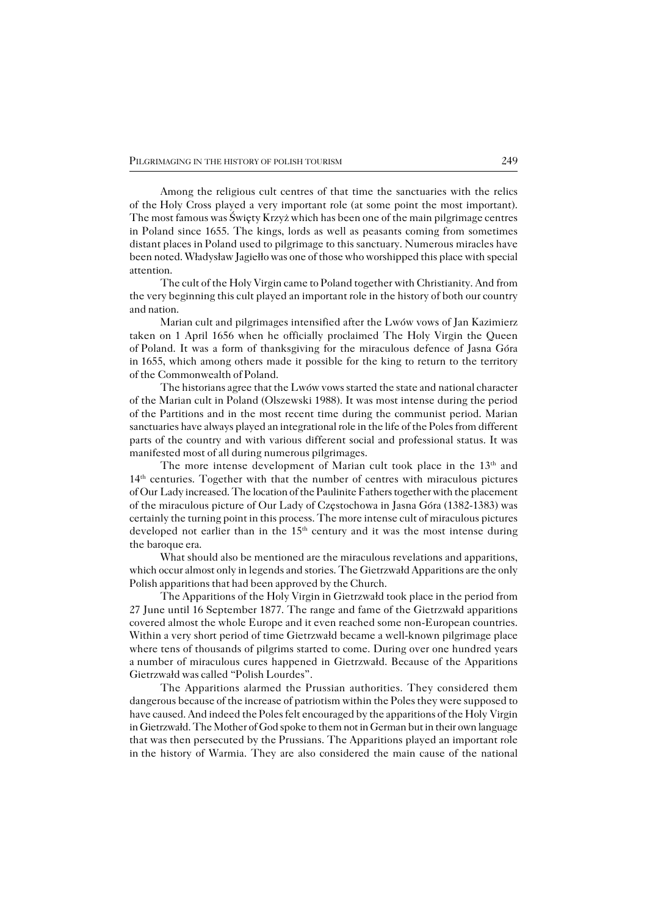Among the religious cult centres of that time the sanctuaries with the relics of the Holy Cross played a very important role (at some point the most important). The most famous was Święty Krzyż which has been one of the main pilgrimage centres in Poland since 1655. The kings, lords as well as peasants coming from sometimes distant places in Poland used to pilgrimage to this sanctuary. Numerous miracles have been noted. Władysław Jagiełło was one of those who worshipped this place with special attention.

The cult of the Holy Virgin came to Poland together with Christianity. And from the very beginning this cult played an important role in the history of both our country and nation.

Marian cult and pilgrimages intensified after the Lwów vows of Jan Kazimierz taken on 1 April 1656 when he officially proclaimed The Holy Virgin the Queen of Poland. It was a form of thanksgiving for the miraculous defence of Jasna Góra in 1655, which among others made it possible for the king to return to the territory of the Commonwealth of Poland.

The historians agree that the Lwów vows started the state and national character of the Marian cult in Poland (Olszewski 1988). It was most intense during the period of the Partitions and in the most recent time during the communist period. Marian sanctuaries have always played an integrational role in the life of the Poles from different parts of the country and with various different social and professional status. It was manifested most of all during numerous pilgrimages.

The more intense development of Marian cult took place in the 13th and 14th centuries. Together with that the number of centres with miraculous pictures of Our Lady increased. The location of the Paulinite Fathers together with the placement of the miraculous picture of Our Lady of Częstochowa in Jasna Góra (1382-1383) was certainly the turning point in this process. The more intense cult of miraculous pictures developed not earlier than in the 15th century and it was the most intense during the baroque era.

What should also be mentioned are the miraculous revelations and apparitions, which occur almost only in legends and stories. The Gietrzwałd Apparitions are the only Polish apparitions that had been approved by the Church.

The Apparitions of the Holy Virgin in Gietrzwałd took place in the period from 27 June until 16 September 1877. The range and fame of the Gietrzwałd apparitions covered almost the whole Europe and it even reached some non-European countries. Within a very short period of time Gietrzwałd became a well-known pilgrimage place where tens of thousands of pilgrims started to come. During over one hundred years a number of miraculous cures happened in Gietrzwałd. Because of the Apparitions Gietrzwałd was called "Polish Lourdes".

The Apparitions alarmed the Prussian authorities. They considered them dangerous because of the increase of patriotism within the Poles they were supposed to have caused. And indeed the Poles felt encouraged by the apparitions of the Holy Virgin in Gietrzwałd. The Mother of God spoke to them not in German but in their own language that was then persecuted by the Prussians. The Apparitions played an important role in the history of Warmia. They are also considered the main cause of the national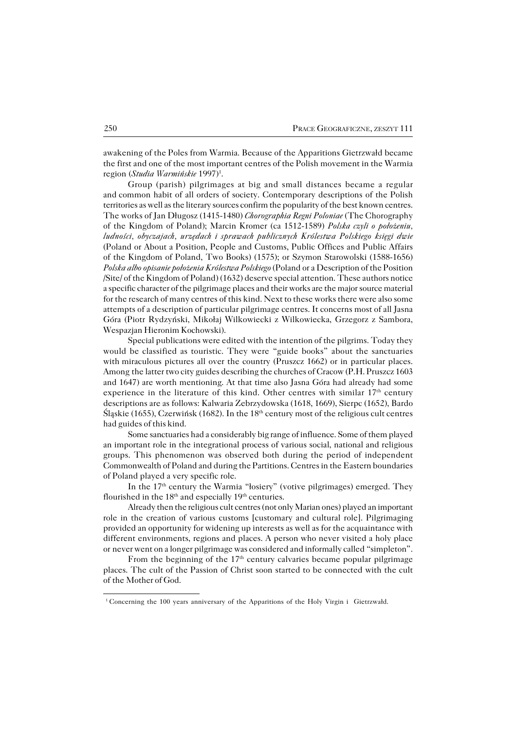awakening of the Poles from Warmia. Because of the Apparitions Gietrzwałd became the first and one of the most important centres of the Polish movement in the Warmia region (*Studia Warmińskie* 1997)[1].

Group (parish) pilgrimages at big and small distances became a regular and common habit of all orders of society. Contemporary descriptions of the Polish territories as well as the literary sources confirm the popularity of the best known centres. The works of Jan Długosz (1415-1480) *Chorographia Regni Poloniae* (The Chorography of the Kingdom of Poland); Marcin Kromer (ca 1512-1589) *Polska czyli o położeniu, ludności, obyczajach, urzędach i sprawach publicznych Królestwa Polskiego księgi dwie* (Poland or About a Position, People and Customs, Public Offices and Public Affairs of the Kingdom of Poland, Two Books) (1575); or Szymon Starowolski (1588-1656) *Polska albo opisanie położenia Królestwa Polskiego* (Poland or a Description of the Position /Site/ of the Kingdom of Poland) (1632) deserve special attention. These authors notice a specific character of the pilgrimage places and their works are the major source material for the research of many centres of this kind. Next to these works there were also some attempts of a description of particular pilgrimage centres. It concerns most of all Jasna Góra (Piotr Rydzyński, Mikołaj Wilkowiecki z Wilkowiecka, Grzegorz z Sambora, Wespazjan Hieronim Kochowski).

Special publications were edited with the intention of the pilgrims. Today they would be classified as touristic. They were "guide books" about the sanctuaries with miraculous pictures all over the country (Pruszcz 1662) or in particular places. Among the latter two city guides describing the churches of Cracow (P.H. Pruszcz 1603 and 1647) are worth mentioning. At that time also Jasna Góra had already had some experience in the literature of this kind. Other centres with similar 17th century descriptions are as follows: Kalwaria Zebrzydowska (1618, 1669), Sierpc (1652), Bardo Śląskie (1655), Czerwińsk (1682). In the 18th century most of the religious cult centres had guides of this kind.

Some sanctuaries had a considerably big range of influence. Some of them played an important role in the integrational process of various social, national and religious groups. This phenomenon was observed both during the period of independent Commonwealth of Poland and during the Partitions. Centres in the Eastern boundaries of Poland played a very specific role.

In the 17th century the Warmia "łosiery" (votive pilgrimages) emerged. They flourished in the 18th and especially 19th centuries.

Already then the religious cult centres (not only Marian ones) played an important role in the creation of various customs [customary and cultural role]. Pilgrimaging provided an opportunity for widening up interests as well as for the acquaintance with different environments, regions and places. A person who never visited a holy place or never went on a longer pilgrimage was considered and informally called "simpleton".

From the beginning of the 17th century calvaries became popular pilgrimage places. The cult of the Passion of Christ soon started to be connected with the cult of the Mother of God.

---

[1] Concerning the 100 years anniversary of the Apparitions of the Holy Virgin i Gietrzwałd.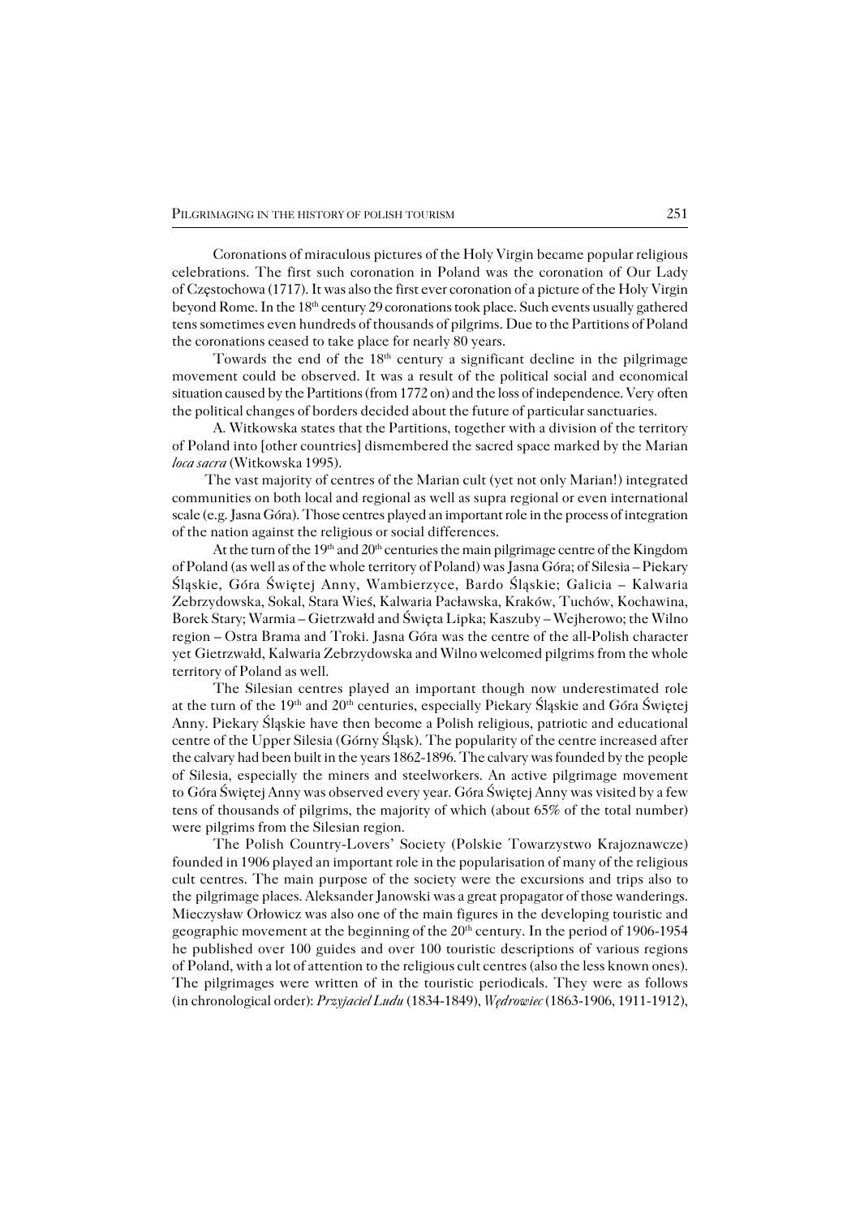Coronations of miraculous pictures of the Holy Virgin became popular religious celebrations. The first such coronation in Poland was the coronation of Our Lady of Częstochowa (1717). It was also the first ever coronation of a picture of the Holy Virgin beyond Rome. In the 18th century 29 coronations took place. Such events usually gathered tens sometimes even hundreds of thousands of pilgrims. Due to the Partitions of Poland the coronations ceased to take place for nearly 80 years.

Towards the end of the 18th century a significant decline in the pilgrimage movement could be observed. It was a result of the political social and economical situation caused by the Partitions (from 1772 on) and the loss of independence. Very often the political changes of borders decided about the future of particular sanctuaries.

A. Witkowska states that the Partitions, together with a division of the territory of Poland into [other countries] dismembered the sacred space marked by the Marian *loca sacra* (Witkowska 1995).

The vast majority of centres of the Marian cult (yet not only Marian!) integrated communities on both local and regional as well as supra regional or even international scale (e.g. Jasna Góra). Those centres played an important role in the process of integration of the nation against the religious or social differences.

At the turn of the 19th and 20th centuries the main pilgrimage centre of the Kingdom of Poland (as well as of the whole territory of Poland) was Jasna Góra; of Silesia – Piekary Śląskie, Góra Świętej Anny, Wambierzyce, Bardo Śląskie; Galicia – Kalwaria Zebrzydowska, Sokal, Stara Wieś, Kalwaria Pacławska, Kraków, Tuchów, Kochawina, Borek Stary; Warmia – Gietrzwałd and Święta Lipka; Kaszuby – Wejherowo; the Wilno region – Ostra Brama and Troki. Jasna Góra was the centre of the all-Polish character yet Gietrzwałd, Kalwaria Zebrzydowska and Wilno welcomed pilgrims from the whole territory of Poland as well.

The Silesian centres played an important though now underestimated role at the turn of the 19th and 20th centuries, especially Piekary Śląskie and Góra Świętej Anny. Piekary Śląskie have then become a Polish religious, patriotic and educational centre of the Upper Silesia (Górny Śląsk). The popularity of the centre increased after the calvary had been built in the years 1862-1896. The calvary was founded by the people of Silesia, especially the miners and steelworkers. An active pilgrimage movement to Góra Świętej Anny was observed every year. Góra Świętej Anny was visited by a few tens of thousands of pilgrims, the majority of which (about 65% of the total number) were pilgrims from the Silesian region.

The Polish Country-Lovers' Society (Polskie Towarzystwo Krajoznawcze) founded in 1906 played an important role in the popularisation of many of the religious cult centres. The main purpose of the society were the excursions and trips also to the pilgrimage places. Aleksander Janowski was a great propagator of those wanderings. Mieczysław Orłowicz was also one of the main figures in the developing touristic and geographic movement at the beginning of the 20th century. In the period of 1906-1954 he published over 100 guides and over 100 touristic descriptions of various regions of Poland, with a lot of attention to the religious cult centres (also the less known ones). The pilgrimages were written of in the touristic periodicals. They were as follows (in chronological order): *Przyjaciel Ludu* (1834-1849), *Wędrowiec* (1863-1906, 1911-1912),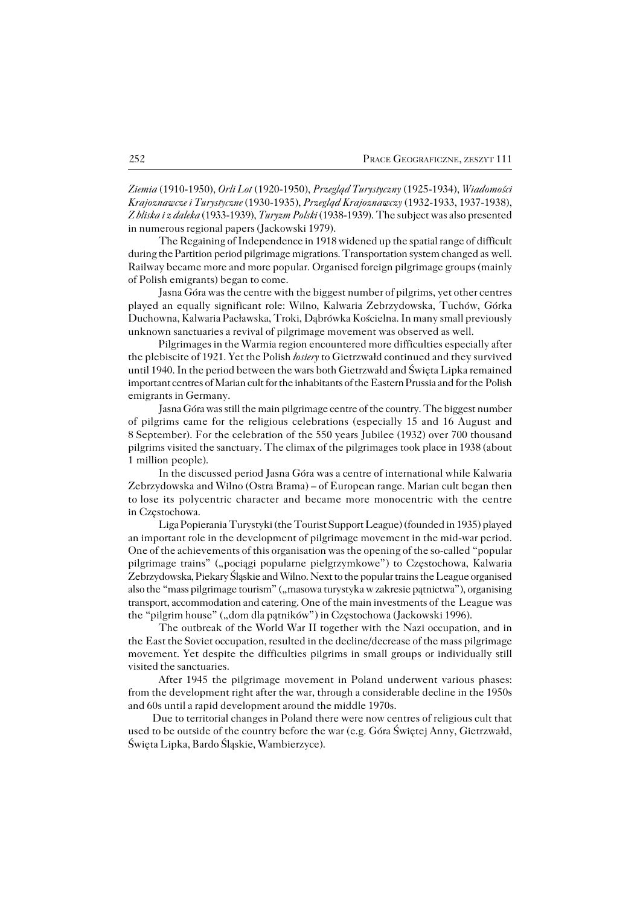*Ziemia* (1910-1950), *Orli Lot* (1920-1950), *Przegląd Turystyczny* (1925-1934), *Wiadomości Krajoznawcze i Turystyczne* (1930-1935), *Przegląd Krajoznawczy* (1932-1933, 1937-1938), *Z bliska i z daleka* (1933-1939), *Turyzm Polski* (1938-1939). The subject was also presented in numerous regional papers (Jackowski 1979).

The Regaining of Independence in 1918 widened up the spatial range of difficult during the Partition period pilgrimage migrations. Transportation system changed as well. Railway became more and more popular. Organised foreign pilgrimage groups (mainly of Polish emigrants) began to come.

Jasna Góra was the centre with the biggest number of pilgrims, yet other centres played an equally significant role: Wilno, Kalwaria Zebrzydowska, Tuchów, Górka Duchowna, Kalwaria Pacławska, Troki, Dąbrówka Kościelna. In many small previously unknown sanctuaries a revival of pilgrimage movement was observed as well.

Pilgrimages in the Warmia region encountered more difficulties especially after the plebiscite of 1921. Yet the Polish *łosiery* to Gietrzwałd continued and they survived until 1940. In the period between the wars both Gietrzwałd and Święta Lipka remained important centres of Marian cult for the inhabitants of the Eastern Prussia and for the Polish emigrants in Germany.

Jasna Góra was still the main pilgrimage centre of the country. The biggest number of pilgrims came for the religious celebrations (especially 15 and 16 August and 8 September). For the celebration of the 550 years Jubilee (1932) over 700 thousand pilgrims visited the sanctuary. The climax of the pilgrimages took place in 1938 (about 1 million people).

In the discussed period Jasna Góra was a centre of international while Kalwaria Zebrzydowska and Wilno (Ostra Brama) – of European range. Marian cult began then to lose its polycentric character and became more monocentric with the centre in Częstochowa.

Liga Popierania Turystyki (the Tourist Support League) (founded in 1935) played an important role in the development of pilgrimage movement in the mid-war period. One of the achievements of this organisation was the opening of the so-called "popular pilgrimage trains" („pociągi popularne pielgrzymkowe") to Częstochowa, Kalwaria Zebrzydowska, Piekary Śląskie and Wilno. Next to the popular trains the League organised also the "mass pilgrimage tourism" („masowa turystyka w zakresie pątnictwa"), organising transport, accommodation and catering. One of the main investments of the League was the "pilgrim house" („dom dla pątników") in Częstochowa (Jackowski 1996).

The outbreak of the World War II together with the Nazi occupation, and in the East the Soviet occupation, resulted in the decline/decrease of the mass pilgrimage movement. Yet despite the difficulties pilgrims in small groups or individually still visited the sanctuaries.

After 1945 the pilgrimage movement in Poland underwent various phases: from the development right after the war, through a considerable decline in the 1950s and 60s until a rapid development around the middle 1970s.

Due to territorial changes in Poland there were now centres of religious cult that used to be outside of the country before the war (e.g. Góra Świętej Anny, Gietrzwałd, Święta Lipka, Bardo Śląskie, Wambierzyce).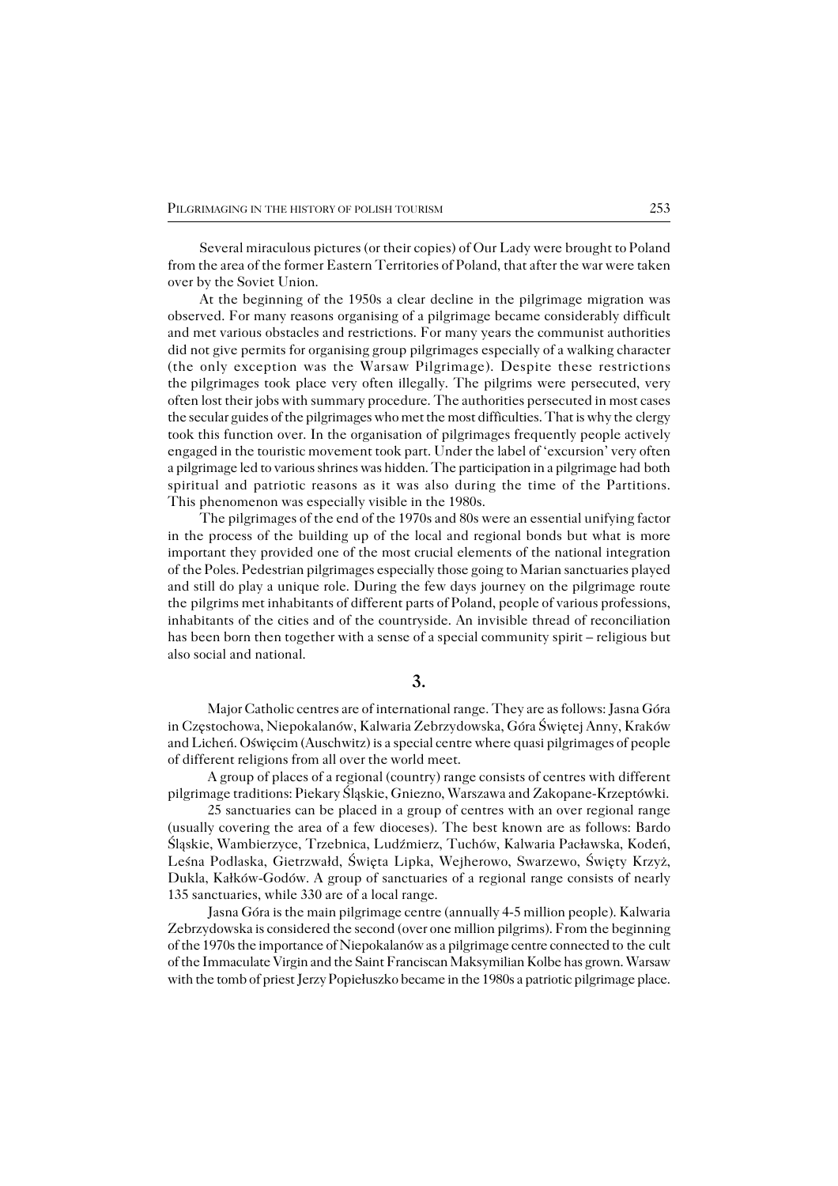Several miraculous pictures (or their copies) of Our Lady were brought to Poland from the area of the former Eastern Territories of Poland, that after the war were taken over by the Soviet Union.

At the beginning of the 1950s a clear decline in the pilgrimage migration was observed. For many reasons organising of a pilgrimage became considerably difficult and met various obstacles and restrictions. For many years the communist authorities did not give permits for organising group pilgrimages especially of a walking character (the only exception was the Warsaw Pilgrimage). Despite these restrictions the pilgrimages took place very often illegally. The pilgrims were persecuted, very often lost their jobs with summary procedure. The authorities persecuted in most cases the secular guides of the pilgrimages who met the most difficulties. That is why the clergy took this function over. In the organisation of pilgrimages frequently people actively engaged in the touristic movement took part. Under the label of 'excursion' very often a pilgrimage led to various shrines was hidden. The participation in a pilgrimage had both spiritual and patriotic reasons as it was also during the time of the Partitions. This phenomenon was especially visible in the 1980s.

The pilgrimages of the end of the 1970s and 80s were an essential unifying factor in the process of the building up of the local and regional bonds but what is more important they provided one of the most crucial elements of the national integration of the Poles. Pedestrian pilgrimages especially those going to Marian sanctuaries played and still do play a unique role. During the few days journey on the pilgrimage route the pilgrims met inhabitants of different parts of Poland, people of various professions, inhabitants of the cities and of the countryside. An invisible thread of reconciliation has been born then together with a sense of a special community spirit – religious but also social and national.

## 3.

Major Catholic centres are of international range. They are as follows: Jasna Góra in Częstochowa, Niepokalanów, Kalwaria Zebrzydowska, Góra Świętej Anny, Kraków and Licheń. Oświęcim (Auschwitz) is a special centre where quasi pilgrimages of people of different religions from all over the world meet.

A group of places of a regional (country) range consists of centres with different pilgrimage traditions: Piekary Śląskie, Gniezno, Warszawa and Zakopane-Krzeptówki.

25 sanctuaries can be placed in a group of centres with an over regional range (usually covering the area of a few dioceses). The best known are as follows: Bardo Śląskie, Wambierzyce, Trzebnica, Ludźmierz, Tuchów, Kalwaria Pacławska, Kodeń, Leśna Podlaska, Gietrzwałd, Święta Lipka, Wejherowo, Swarzewo, Święty Krzyż, Dukla, Kałków-Godów. A group of sanctuaries of a regional range consists of nearly 135 sanctuaries, while 330 are of a local range.

Jasna Góra is the main pilgrimage centre (annually 4-5 million people). Kalwaria Zebrzydowska is considered the second (over one million pilgrims). From the beginning of the 1970s the importance of Niepokalanów as a pilgrimage centre connected to the cult of the Immaculate Virgin and the Saint Franciscan Maksymilian Kolbe has grown. Warsaw with the tomb of priest Jerzy Popiełuszko became in the 1980s a patriotic pilgrimage place.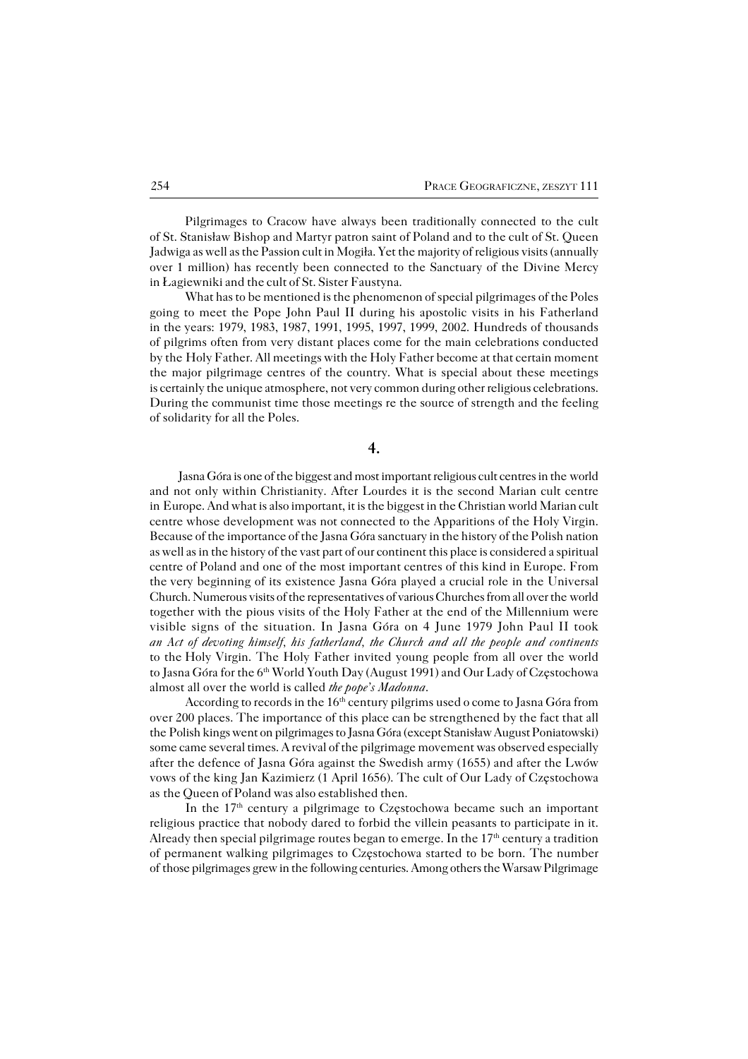Pilgrimages to Cracow have always been traditionally connected to the cult of St. Stanisław Bishop and Martyr patron saint of Poland and to the cult of St. Queen Jadwiga as well as the Passion cult in Mogiła. Yet the majority of religious visits (annually over 1 million) has recently been connected to the Sanctuary of the Divine Mercy in Łagiewniki and the cult of St. Sister Faustyna.

What has to be mentioned is the phenomenon of special pilgrimages of the Poles going to meet the Pope John Paul II during his apostolic visits in his Fatherland in the years: 1979, 1983, 1987, 1991, 1995, 1997, 1999, 2002. Hundreds of thousands of pilgrims often from very distant places come for the main celebrations conducted by the Holy Father. All meetings with the Holy Father become at that certain moment the major pilgrimage centres of the country. What is special about these meetings is certainly the unique atmosphere, not very common during other religious celebrations. During the communist time those meetings re the source of strength and the feeling of solidarity for all the Poles.

## 4.

Jasna Góra is one of the biggest and most important religious cult centres in the world and not only within Christianity. After Lourdes it is the second Marian cult centre in Europe. And what is also important, it is the biggest in the Christian world Marian cult centre whose development was not connected to the Apparitions of the Holy Virgin. Because of the importance of the Jasna Góra sanctuary in the history of the Polish nation as well as in the history of the vast part of our continent this place is considered a spiritual centre of Poland and one of the most important centres of this kind in Europe. From the very beginning of its existence Jasna Góra played a crucial role in the Universal Church. Numerous visits of the representatives of various Churches from all over the world together with the pious visits of the Holy Father at the end of the Millennium were visible signs of the situation. In Jasna Góra on 4 June 1979 John Paul II took *an Act of devoting himself, his fatherland, the Church and all the people and continents* to the Holy Virgin. The Holy Father invited young people from all over the world to Jasna Góra for the 6th World Youth Day (August 1991) and Our Lady of Częstochowa almost all over the world is called *the pope's Madonna*.

According to records in the 16th century pilgrims used o come to Jasna Góra from over 200 places. The importance of this place can be strengthened by the fact that all the Polish kings went on pilgrimages to Jasna Góra (except Stanisław August Poniatowski) some came several times. A revival of the pilgrimage movement was observed especially after the defence of Jasna Góra against the Swedish army (1655) and after the Lwów vows of the king Jan Kazimierz (1 April 1656). The cult of Our Lady of Częstochowa as the Queen of Poland was also established then.

In the 17th century a pilgrimage to Częstochowa became such an important religious practice that nobody dared to forbid the villein peasants to participate in it. Already then special pilgrimage routes began to emerge. In the 17th century a tradition of permanent walking pilgrimages to Częstochowa started to be born. The number of those pilgrimages grew in the following centuries. Among others the Warsaw Pilgrimage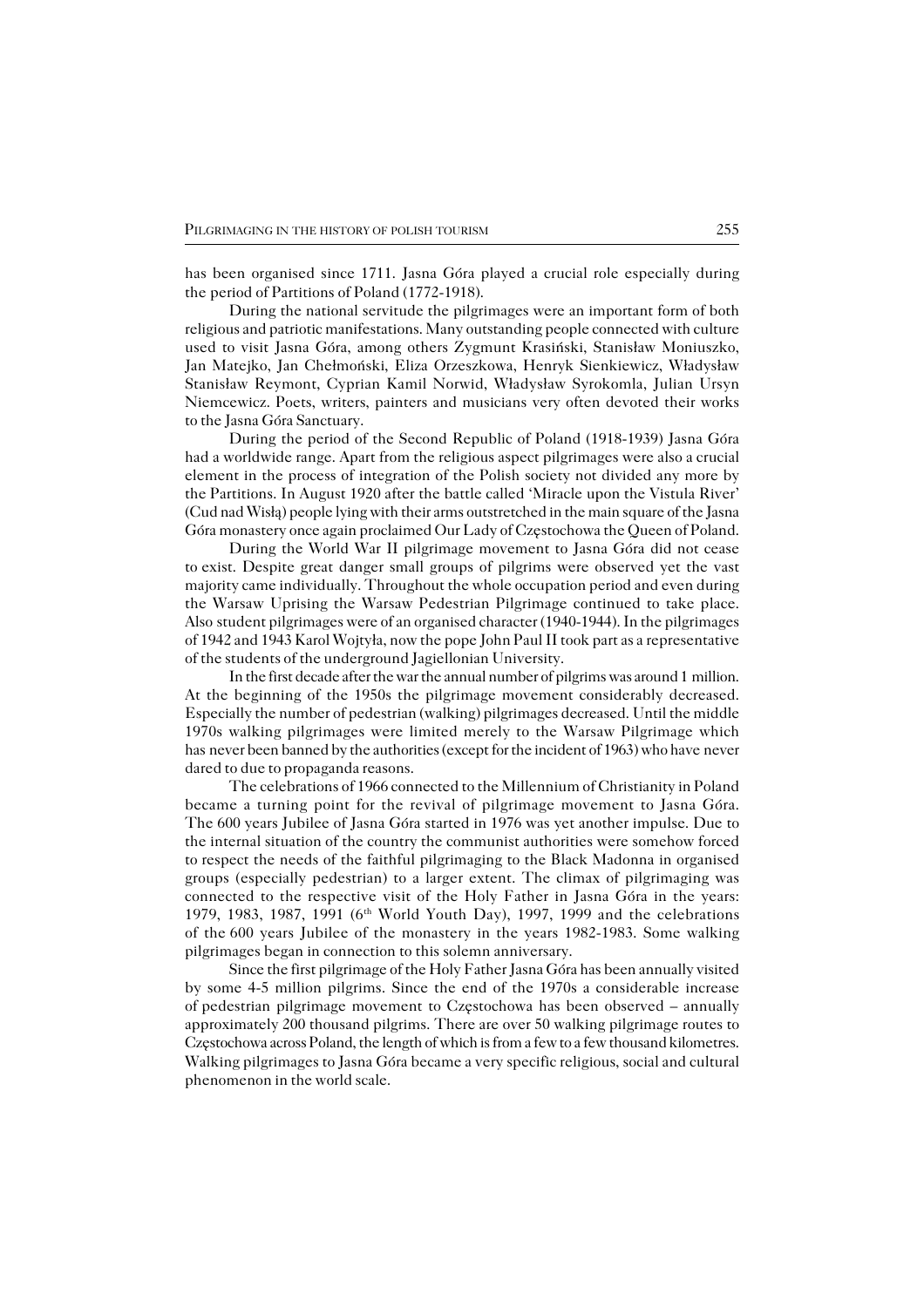has been organised since 1711. Jasna Góra played a crucial role especially during the period of Partitions of Poland (1772-1918).

During the national servitude the pilgrimages were an important form of both religious and patriotic manifestations. Many outstanding people connected with culture used to visit Jasna Góra, among others Zygmunt Krasiński, Stanisław Moniuszko, Jan Matejko, Jan Chełmoński, Eliza Orzeszkowa, Henryk Sienkiewicz, Władysław Stanisław Reymont, Cyprian Kamil Norwid, Władysław Syrokomla, Julian Ursyn Niemcewicz. Poets, writers, painters and musicians very often devoted their works to the Jasna Góra Sanctuary.

During the period of the Second Republic of Poland (1918-1939) Jasna Góra had a worldwide range. Apart from the religious aspect pilgrimages were also a crucial element in the process of integration of the Polish society not divided any more by the Partitions. In August 1920 after the battle called 'Miracle upon the Vistula River' (Cud nad Wisłą) people lying with their arms outstretched in the main square of the Jasna Góra monastery once again proclaimed Our Lady of Częstochowa the Queen of Poland.

During the World War II pilgrimage movement to Jasna Góra did not cease to exist. Despite great danger small groups of pilgrims were observed yet the vast majority came individually. Throughout the whole occupation period and even during the Warsaw Uprising the Warsaw Pedestrian Pilgrimage continued to take place. Also student pilgrimages were of an organised character (1940-1944). In the pilgrimages of 1942 and 1943 Karol Wojtyła, now the pope John Paul II took part as a representative of the students of the underground Jagiellonian University.

In the first decade after the war the annual number of pilgrims was around 1 million. At the beginning of the 1950s the pilgrimage movement considerably decreased. Especially the number of pedestrian (walking) pilgrimages decreased. Until the middle 1970s walking pilgrimages were limited merely to the Warsaw Pilgrimage which has never been banned by the authorities (except for the incident of 1963) who have never dared to due to propaganda reasons.

The celebrations of 1966 connected to the Millennium of Christianity in Poland became a turning point for the revival of pilgrimage movement to Jasna Góra. The 600 years Jubilee of Jasna Góra started in 1976 was yet another impulse. Due to the internal situation of the country the communist authorities were somehow forced to respect the needs of the faithful pilgrimaging to the Black Madonna in organised groups (especially pedestrian) to a larger extent. The climax of pilgrimaging was connected to the respective visit of the Holy Father in Jasna Góra in the years: 1979, 1983, 1987, 1991 (6th World Youth Day), 1997, 1999 and the celebrations of the 600 years Jubilee of the monastery in the years 1982-1983. Some walking pilgrimages began in connection to this solemn anniversary.

Since the first pilgrimage of the Holy Father Jasna Góra has been annually visited by some 4-5 million pilgrims. Since the end of the 1970s a considerable increase of pedestrian pilgrimage movement to Częstochowa has been observed – annually approximately 200 thousand pilgrims. There are over 50 walking pilgrimage routes to Częstochowa across Poland, the length of which is from a few to a few thousand kilometres. Walking pilgrimages to Jasna Góra became a very specific religious, social and cultural phenomenon in the world scale.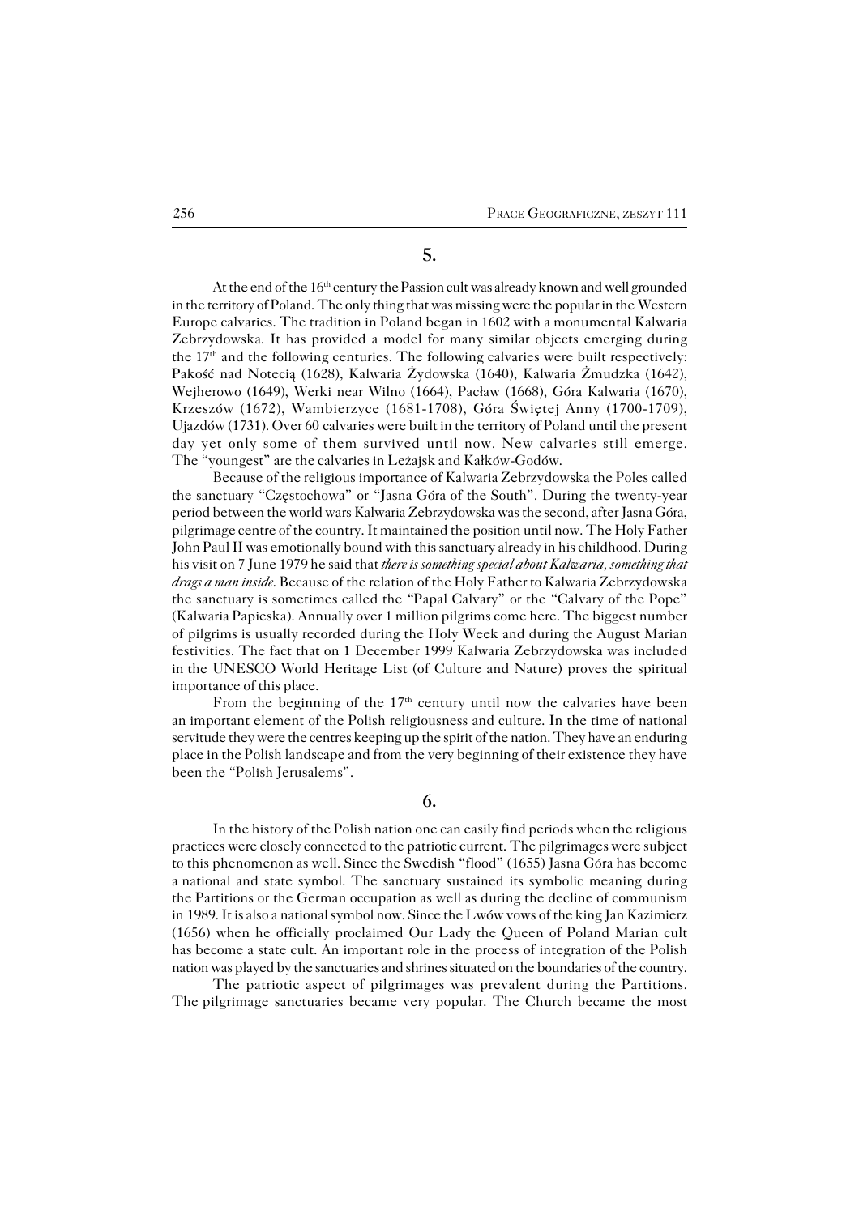## 5.

At the end of the 16th century the Passion cult was already known and well grounded in the territory of Poland. The only thing that was missing were the popular in the Western Europe calvaries. The tradition in Poland began in 1602 with a monumental Kalwaria Zebrzydowska. It has provided a model for many similar objects emerging during the 17th and the following centuries. The following calvaries were built respectively: Pakość nad Notecią (1628), Kalwaria Żydowska (1640), Kalwaria Żmudzka (1642), Wejherowo (1649), Werki near Wilno (1664), Pacław (1668), Góra Kalwaria (1670), Krzeszów (1672), Wambierzyce (1681-1708), Góra Świętej Anny (1700-1709), Ujazdów (1731). Over 60 calvaries were built in the territory of Poland until the present day yet only some of them survived until now. New calvaries still emerge. The "youngest" are the calvaries in Leżajsk and Kałków-Godów.

Because of the religious importance of Kalwaria Zebrzydowska the Poles called the sanctuary "Częstochowa" or "Jasna Góra of the South". During the twenty-year period between the world wars Kalwaria Zebrzydowska was the second, after Jasna Góra, pilgrimage centre of the country. It maintained the position until now. The Holy Father John Paul II was emotionally bound with this sanctuary already in his childhood. During his visit on 7 June 1979 he said that *there is something special about Kalwaria, something that drags a man inside*. Because of the relation of the Holy Father to Kalwaria Zebrzydowska the sanctuary is sometimes called the "Papal Calvary" or the "Calvary of the Pope" (Kalwaria Papieska). Annually over 1 million pilgrims come here. The biggest number of pilgrims is usually recorded during the Holy Week and during the August Marian festivities. The fact that on 1 December 1999 Kalwaria Zebrzydowska was included in the UNESCO World Heritage List (of Culture and Nature) proves the spiritual importance of this place.

From the beginning of the 17th century until now the calvaries have been an important element of the Polish religiousness and culture. In the time of national servitude they were the centres keeping up the spirit of the nation. They have an enduring place in the Polish landscape and from the very beginning of their existence they have been the "Polish Jerusalems".

## 6.

In the history of the Polish nation one can easily find periods when the religious practices were closely connected to the patriotic current. The pilgrimages were subject to this phenomenon as well. Since the Swedish "flood" (1655) Jasna Góra has become a national and state symbol. The sanctuary sustained its symbolic meaning during the Partitions or the German occupation as well as during the decline of communism in 1989. It is also a national symbol now. Since the Lwów vows of the king Jan Kazimierz (1656) when he officially proclaimed Our Lady the Queen of Poland Marian cult has become a state cult. An important role in the process of integration of the Polish nation was played by the sanctuaries and shrines situated on the boundaries of the country.

The patriotic aspect of pilgrimages was prevalent during the Partitions. The pilgrimage sanctuaries became very popular. The Church became the most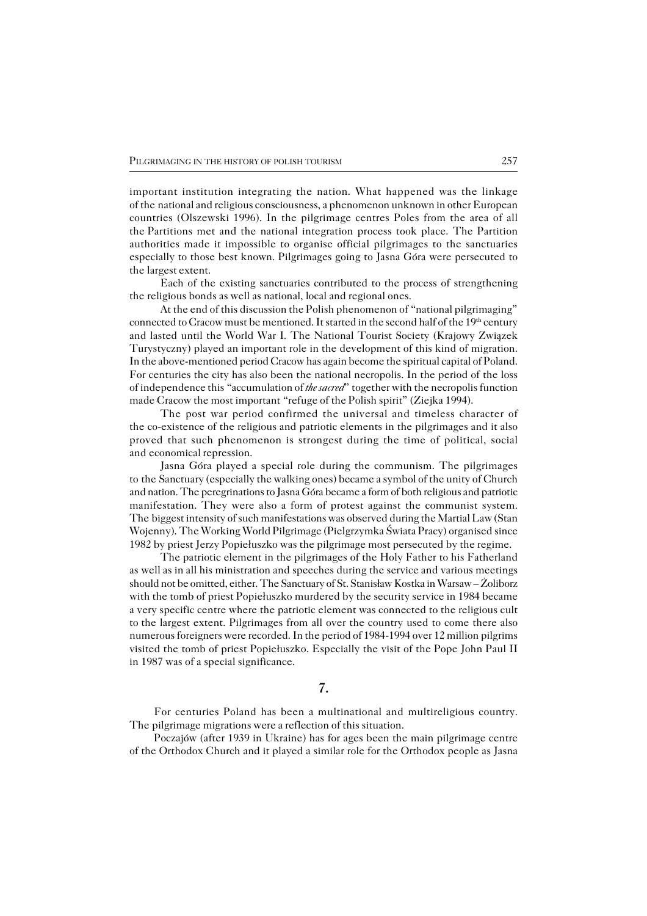important institution integrating the nation. What happened was the linkage of the national and religious consciousness, a phenomenon unknown in other European countries (Olszewski 1996). In the pilgrimage centres Poles from the area of all the Partitions met and the national integration process took place. The Partition authorities made it impossible to organise official pilgrimages to the sanctuaries especially to those best known. Pilgrimages going to Jasna Góra were persecuted to the largest extent.

Each of the existing sanctuaries contributed to the process of strengthening the religious bonds as well as national, local and regional ones.

At the end of this discussion the Polish phenomenon of "national pilgrimaging" connected to Cracow must be mentioned. It started in the second half of the 19th century and lasted until the World War I. The National Tourist Society (Krajowy Związek Turystyczny) played an important role in the development of this kind of migration. In the above-mentioned period Cracow has again become the spiritual capital of Poland. For centuries the city has also been the national necropolis. In the period of the loss of independence this "accumulation of *the sacred*" together with the necropolis function made Cracow the most important "refuge of the Polish spirit" (Ziejka 1994).

The post war period confirmed the universal and timeless character of the co-existence of the religious and patriotic elements in the pilgrimages and it also proved that such phenomenon is strongest during the time of political, social and economical repression.

Jasna Góra played a special role during the communism. The pilgrimages to the Sanctuary (especially the walking ones) became a symbol of the unity of Church and nation. The peregrinations to Jasna Góra became a form of both religious and patriotic manifestation. They were also a form of protest against the communist system. The biggest intensity of such manifestations was observed during the Martial Law (Stan Wojenny). The Working World Pilgrimage (Pielgrzymka Świata Pracy) organised since 1982 by priest Jerzy Popiełuszko was the pilgrimage most persecuted by the regime.

The patriotic element in the pilgrimages of the Holy Father to his Fatherland as well as in all his ministration and speeches during the service and various meetings should not be omitted, either. The Sanctuary of St. Stanisław Kostka in Warsaw – Żoliborz with the tomb of priest Popiełuszko murdered by the security service in 1984 became a very specific centre where the patriotic element was connected to the religious cult to the largest extent. Pilgrimages from all over the country used to come there also numerous foreigners were recorded. In the period of 1984-1994 over 12 million pilgrims visited the tomb of priest Popiełuszko. Especially the visit of the Pope John Paul II in 1987 was of a special significance.

## 7.

For centuries Poland has been a multinational and multireligious country. The pilgrimage migrations were a reflection of this situation.

Poczajów (after 1939 in Ukraine) has for ages been the main pilgrimage centre of the Orthodox Church and it played a similar role for the Orthodox people as Jasna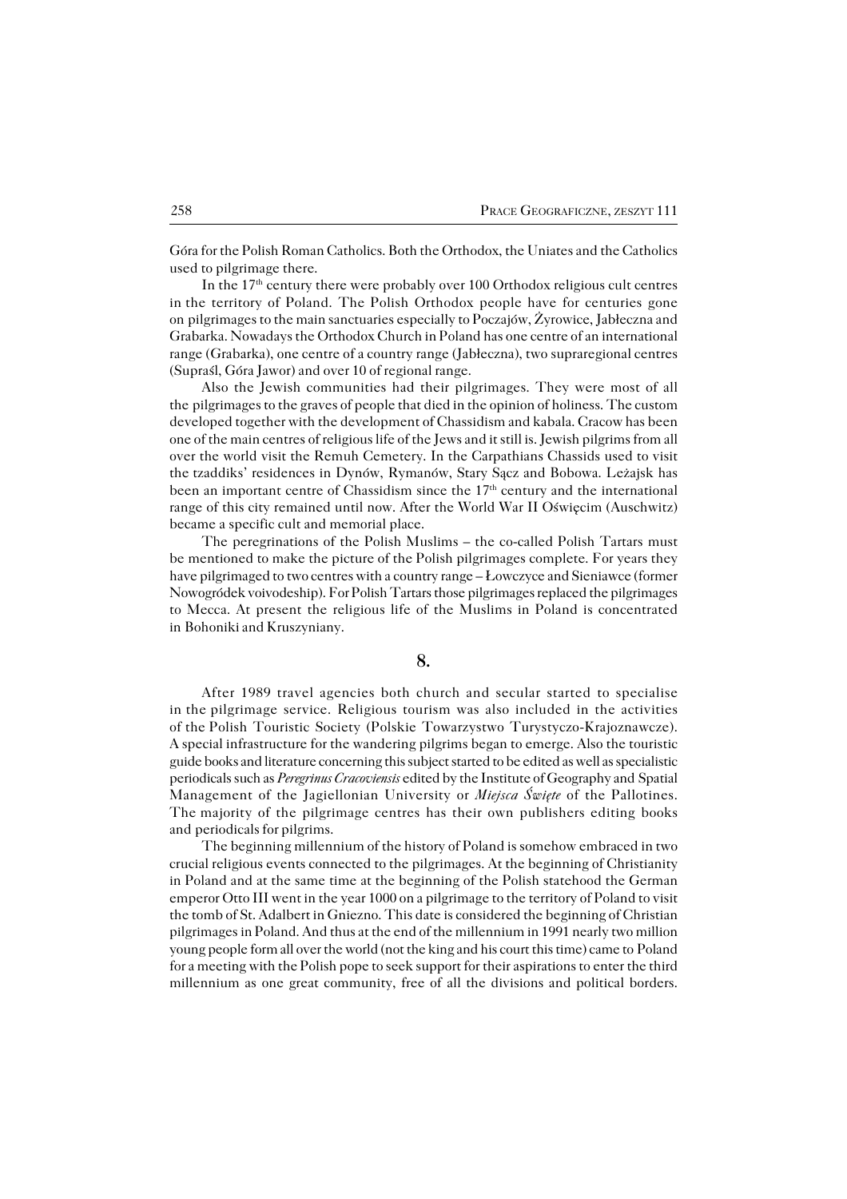Góra for the Polish Roman Catholics. Both the Orthodox, the Uniates and the Catholics used to pilgrimage there.

In the 17th century there were probably over 100 Orthodox religious cult centres in the territory of Poland. The Polish Orthodox people have for centuries gone on pilgrimages to the main sanctuaries especially to Poczajów, Żyrowice, Jabłeczna and Grabarka. Nowadays the Orthodox Church in Poland has one centre of an international range (Grabarka), one centre of a country range (Jabłeczna), two supraregional centres (Supraśl, Góra Jawor) and over 10 of regional range.

Also the Jewish communities had their pilgrimages. They were most of all the pilgrimages to the graves of people that died in the opinion of holiness. The custom developed together with the development of Chassidism and kabala. Cracow has been one of the main centres of religious life of the Jews and it still is. Jewish pilgrims from all over the world visit the Remuh Cemetery. In the Carpathians Chassids used to visit the tzaddiks' residences in Dynów, Rymanów, Stary Sącz and Bobowa. Leżajsk has been an important centre of Chassidism since the 17th century and the international range of this city remained until now. After the World War II Oświęcim (Auschwitz) became a specific cult and memorial place.

The peregrinations of the Polish Muslims – the co-called Polish Tartars must be mentioned to make the picture of the Polish pilgrimages complete. For years they have pilgrimaged to two centres with a country range – Łowczyce and Sieniawce (former Nowogródek voivodeship). For Polish Tartars those pilgrimages replaced the pilgrimages to Mecca. At present the religious life of the Muslims in Poland is concentrated in Bohoniki and Kruszyniany.

## 8.

After 1989 travel agencies both church and secular started to specialise in the pilgrimage service. Religious tourism was also included in the activities of the Polish Touristic Society (Polskie Towarzystwo Turystyczo-Krajoznawcze). A special infrastructure for the wandering pilgrims began to emerge. Also the touristic guide books and literature concerning this subject started to be edited as well as specialistic periodicals such as *Peregrinus Cracoviensis* edited by the Institute of Geography and Spatial Management of the Jagiellonian University or *Miejsca Święte* of the Pallotines. The majority of the pilgrimage centres has their own publishers editing books and periodicals for pilgrims.

The beginning millennium of the history of Poland is somehow embraced in two crucial religious events connected to the pilgrimages. At the beginning of Christianity in Poland and at the same time at the beginning of the Polish statehood the German emperor Otto III went in the year 1000 on a pilgrimage to the territory of Poland to visit the tomb of St. Adalbert in Gniezno. This date is considered the beginning of Christian pilgrimages in Poland. And thus at the end of the millennium in 1991 nearly two million young people form all over the world (not the king and his court this time) came to Poland for a meeting with the Polish pope to seek support for their aspirations to enter the third millennium as one great community, free of all the divisions and political borders.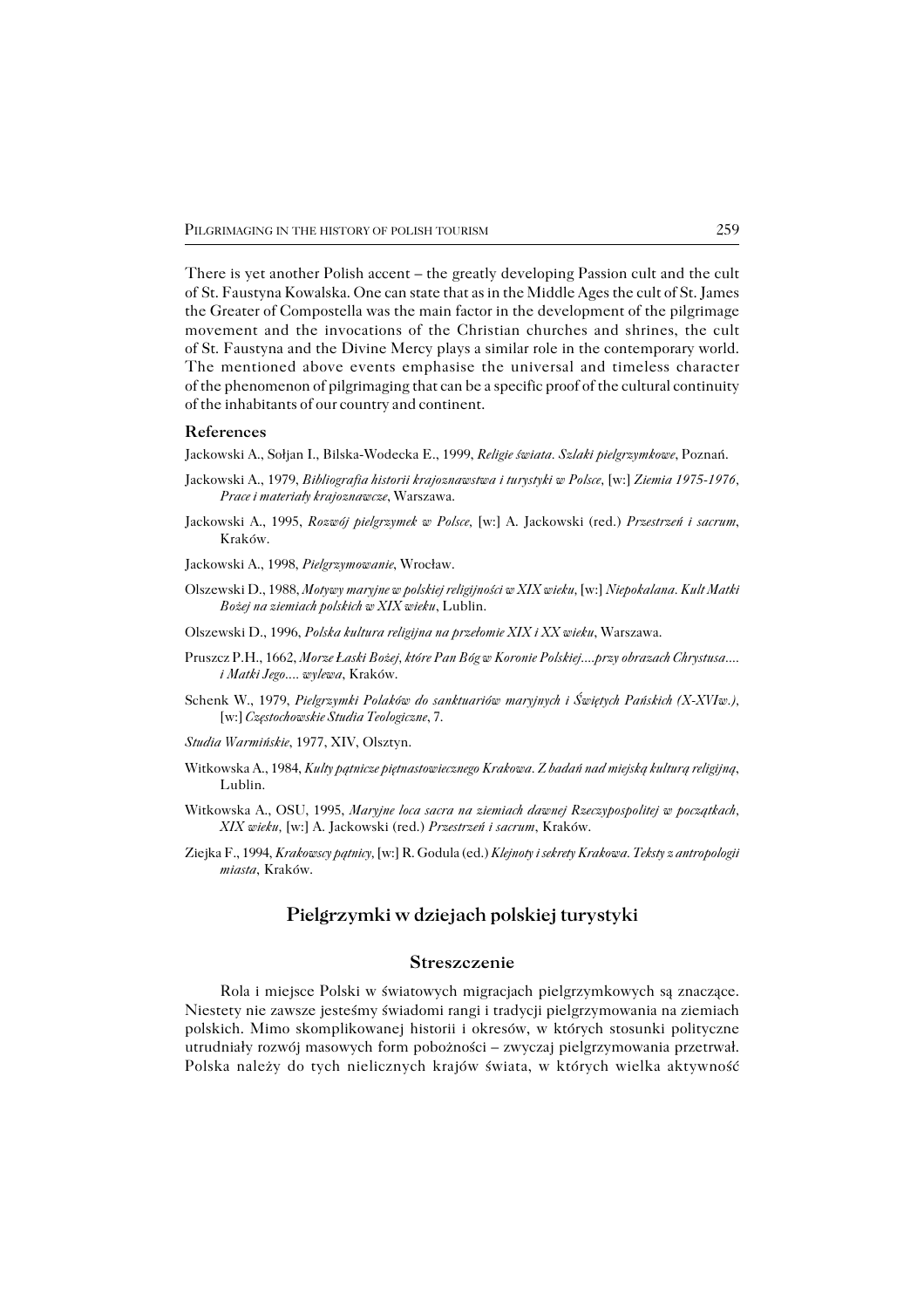There is yet another Polish accent – the greatly developing Passion cult and the cult of St. Faustyna Kowalska. One can state that as in the Middle Ages the cult of St. James the Greater of Compostella was the main factor in the development of the pilgrimage movement and the invocations of the Christian churches and shrines, the cult of St. Faustyna and the Divine Mercy plays a similar role in the contemporary world. The mentioned above events emphasise the universal and timeless character of the phenomenon of pilgrimaging that can be a specific proof of the cultural continuity of the inhabitants of our country and continent.

### References

Jackowski A., Sołjan I., Bilska-Wodecka E., 1999, *Religie świata. Szlaki pielgrzymkowe*, Poznań.

Jackowski A., 1979, *Bibliografia historii krajoznawstwa i turystyki w Polsce*, [w:] *Ziemia 1975-1976, Prace i materiały krajoznawcze*, Warszawa.

Jackowski A., 1995, *Rozwój pielgrzymek w Polsce*, [w:] A. Jackowski (red.) *Przestrzeń i sacrum*, Kraków.

Jackowski A., 1998, *Pielgrzymowanie*, Wrocław.

Olszewski D., 1988, *Motywy maryjne w polskiej religijności w XIX wieku*, [w:] *Niepokalana. Kult Matki Bożej na ziemiach polskich w XIX wieku*, Lublin.

Olszewski D., 1996, *Polska kultura religijna na przełomie XIX i XX wieku*, Warszawa.

Pruszcz P.H., 1662, *Morze Łaski Bożej, które Pan Bóg w Koronie Polskiej....przy obrazach Chrystusa.... i Matki Jego.... wylewa*, Kraków.

Schenk W., 1979, *Pielgrzymki Polaków do sanktuariów maryjnych i Świętych Pańskich (X-XVIw.)*, [w:] *Częstochowskie Studia Teologiczne*, 7.

*Studia Warmińskie*, 1977, XIV, Olsztyn.

Witkowska A., 1984, *Kulty pątnicze piętnastowiecznego Krakowa. Z badań nad miejską kulturą religijną*, Lublin.

Witkowska A., OSU, 1995, *Maryjne loca sacra na ziemiach dawnej Rzeczypospolitej w początkach, XIX wieku*, [w:] A. Jackowski (red.) *Przestrzeń i sacrum*, Kraków.

Ziejka F., 1994, *Krakowscy pątnicy*, [w:] R. Godula (ed.) *Klejnoty i sekrety Krakowa. Teksty z antropologii miasta*, Kraków.

## Pielgrzymki w dziejach polskiej turystyki

### Streszczenie

Rola i miejsce Polski w światowych migracjach pielgrzymkowych są znaczące. Niestety nie zawsze jesteśmy świadomi rangi i tradycji pielgrzymowania na ziemiach polskich. Mimo skomplikowanej historii i okresów, w których stosunki polityczne utrudniały rozwój masowych form pobożności – zwyczaj pielgrzymowania przetrwał. Polska należy do tych nielicznych krajów świata, w których wielka aktywność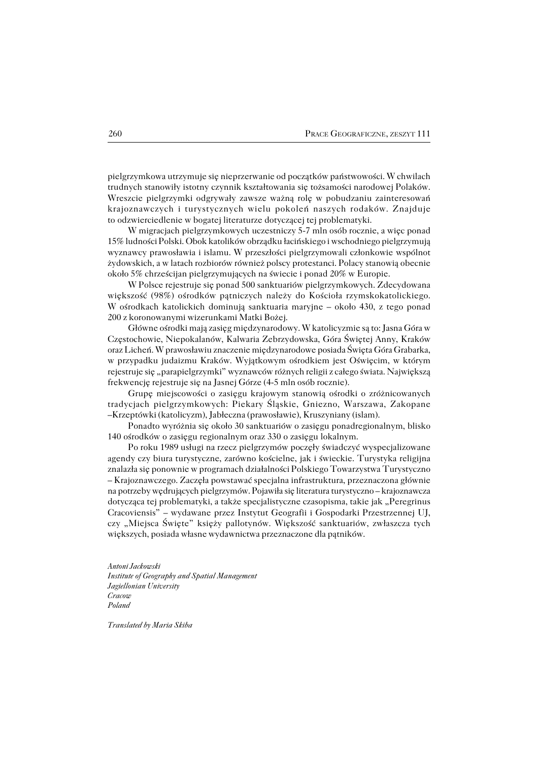pielgrzymkowa utrzymuje się nieprzerwanie od początków państwowości. W chwilach trudnych stanowiły istotny czynnik kształtowania się tożsamości narodowej Polaków. Wreszcie pielgrzymki odgrywały zawsze ważną rolę w pobudzaniu zainteresowań krajoznawczych i turystycznych wielu pokoleń naszych rodaków. Znajduje to odzwierciedlenie w bogatej literaturze dotyczącej tej problematyki.

W migracjach pielgrzymkowych uczestniczy 5-7 mln osób rocznie, a więc ponad 15% ludności Polski. Obok katolików obrządku łacińskiego i wschodniego pielgrzymują wyznawcy prawosławia i islamu. W przeszłości pielgrzymowali członkowie wspólnot żydowskich, a w latach rozbiorów również polscy protestanci. Polacy stanowią obecnie około 5% chrześcijan pielgrzymujących na świecie i ponad 20% w Europie.

W Polsce rejestruje się ponad 500 sanktuariów pielgrzymkowych. Zdecydowana większość (98%) ośrodków pątniczych należy do Kościoła rzymskokatolickiego. W ośrodkach katolickich dominują sanktuaria maryjne – około 430, z tego ponad 200 z koronowanymi wizerunkami Matki Bożej.

Główne ośrodki mają zasięg międzynarodowy. W katolicyzmie są to: Jasna Góra w Częstochowie, Niepokalanów, Kalwaria Zebrzydowska, Góra Świętej Anny, Kraków oraz Licheń. W prawosławiu znaczenie międzynarodowe posiada Święta Góra Grabarka, w przypadku judaizmu Kraków. Wyjątkowym ośrodkiem jest Oświęcim, w którym rejestruje się „parapielgrzymki" wyznawców różnych religii z całego świata. Największą frekwencję rejestruje się na Jasnej Górze (4-5 mln osób rocznie).

Grupę miejscowości o zasięgu krajowym stanowią ośrodki o zróżnicowanych tradycjach pielgrzymkowych: Piekary Śląskie, Gniezno, Warszawa, Zakopane –Krzeptówki (katolicyzm), Jabłeczna (prawosławie), Kruszyniany (islam).

Ponadto wyróżnia się około 30 sanktuariów o zasięgu ponadregionalnym, blisko 140 ośrodków o zasięgu regionalnym oraz 330 o zasięgu lokalnym.

Po roku 1989 usługi na rzecz pielgrzymów poczęły świadczyć wyspecjalizowane agendy czy biura turystyczne, zarówno kościelne, jak i świeckie. Turystyka religijna znalazła się ponownie w programach działalności Polskiego Towarzystwa Turystyczno – Krajoznawczego. Zaczęła powstawać specjalna infrastruktura, przeznaczona głównie na potrzeby wędrujących pielgrzymów. Pojawiła się literatura turystyczno – krajoznawcza dotycząca tej problematyki, a także specjalistyczne czasopisma, takie jak „Peregrinus Cracoviensis" – wydawane przez Instytut Geografii i Gospodarki Przestrzennej UJ, czy „Miejsca Święte" księży pallotynów. Większość sanktuariów, zwłaszcza tych większych, posiada własne wydawnictwa przeznaczone dla pątników.

*Antoni Jackowski*
*Institute of Geography and Spatial Management*
*Jagiellonian University*
*Cracow*
*Poland*

*Translated by Maria Skiba*